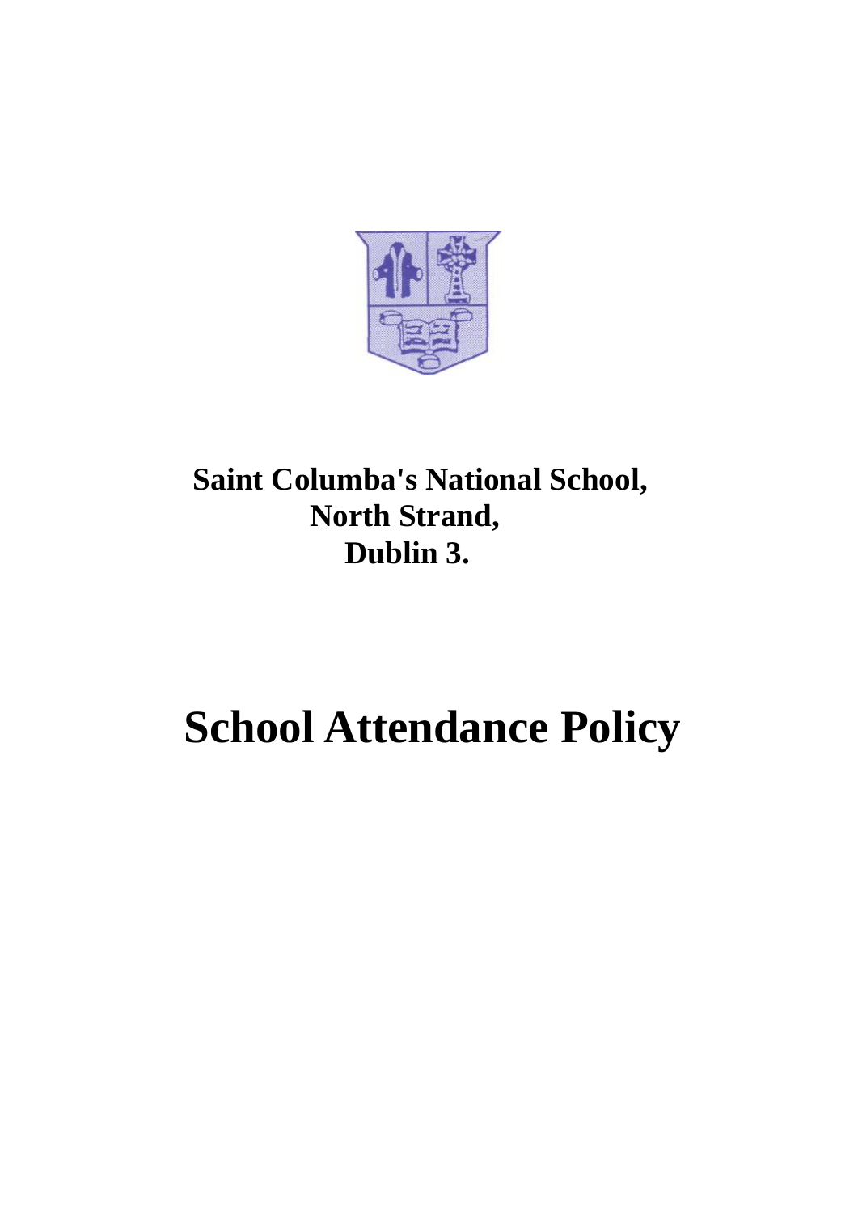**Saint Columba's National School,**
**North Strand,**
**Dublin 3.**

# School Attendance Policy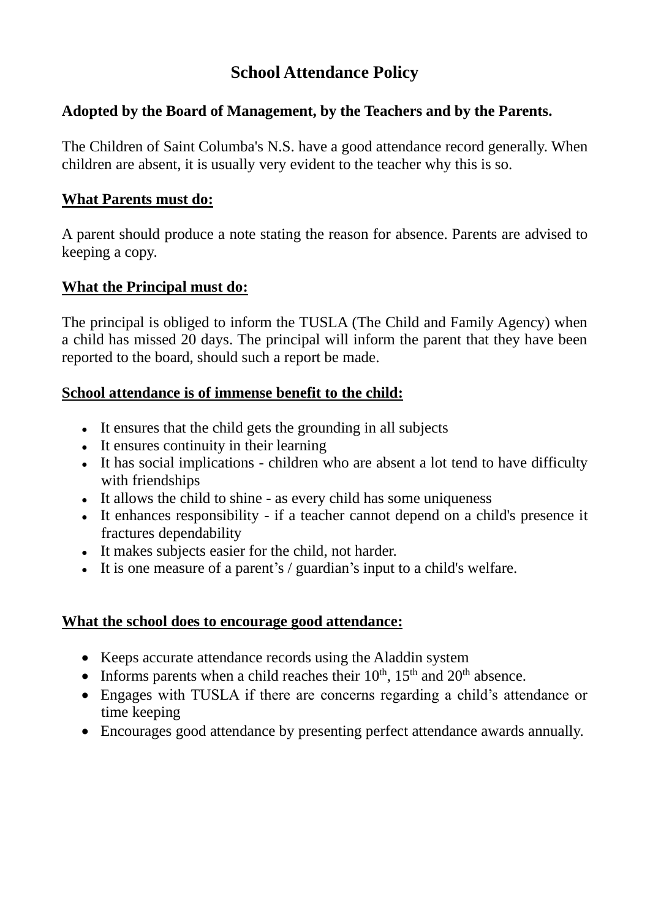# School Attendance Policy

**Adopted by the Board of Management, by the Teachers and by the Parents.**

The Children of Saint Columba's N.S. have a good attendance record generally. When children are absent, it is usually very evident to the teacher why this is so.

## <u>What Parents must do:</u>

A parent should produce a note stating the reason for absence. Parents are advised to keeping a copy.

## <u>What the Principal must do:</u>

The principal is obliged to inform the TUSLA (The Child and Family Agency) when a child has missed 20 days. The principal will inform the parent that they have been reported to the board, should such a report be made.

## <u>School attendance is of immense benefit to the child:</u>

- It ensures that the child gets the grounding in all subjects
- It ensures continuity in their learning
- It has social implications - children who are absent a lot tend to have difficulty with friendships
- It allows the child to shine - as every child has some uniqueness
- It enhances responsibility - if a teacher cannot depend on a child's presence it fractures dependability
- It makes subjects easier for the child, not harder.
- It is one measure of a parent's / guardian's input to a child's welfare.

## <u>What the school does to encourage good attendance:</u>

- Keeps accurate attendance records using the Aladdin system
- Informs parents when a child reaches their 10th, 15th and 20th absence.
- Engages with TUSLA if there are concerns regarding a child's attendance or time keeping
- Encourages good attendance by presenting perfect attendance awards annually.